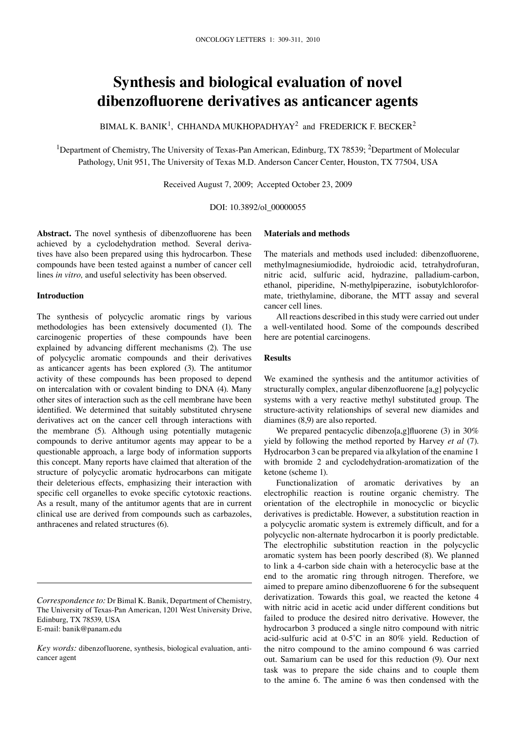# Synthesis and biological evaluation of novel dibenzofluorene derivatives as anticancer agents

BIMAL K. BANIK[1], CHHANDA MUKHOPADHYAY[2] and FREDERICK F. BECKER[2]

[1]Department of Chemistry, The University of Texas-Pan American, Edinburg, TX 78539; [2]Department of Molecular Pathology, Unit 951, The University of Texas M.D. Anderson Cancer Center, Houston, TX 77504, USA

Received August 7, 2009; Accepted October 23, 2009

DOI: 10.3892/ol_00000055

**Abstract.** The novel synthesis of dibenzofluorene has been achieved by a cyclodehydration method. Several derivatives have also been prepared using this hydrocarbon. These compounds have been tested against a number of cancer cell lines *in vitro,* and useful selectivity has been observed.

## Introduction

The synthesis of polycyclic aromatic rings by various methodologies has been extensively documented (1). The carcinogenic properties of these compounds have been explained by advancing different mechanisms (2). The use of polycyclic aromatic compounds and their derivatives as anticancer agents has been explored (3). The antitumor activity of these compounds has been proposed to depend on intercalation with or covalent binding to DNA (4). Many other sites of interaction such as the cell membrane have been identified. We determined that suitably substituted chrysene derivatives act on the cancer cell through interactions with the membrane (5). Although using potentially mutagenic compounds to derive antitumor agents may appear to be a questionable approach, a large body of information supports this concept. Many reports have claimed that alteration of the structure of polycyclic aromatic hydrocarbons can mitigate their deleterious effects, emphasizing their interaction with specific cell organelles to evoke specific cytotoxic reactions. As a result, many of the antitumor agents that are in current clinical use are derived from compounds such as carbazoles, anthracenes and related structures (6).

*Correspondence to:* Dr Bimal K. Banik, Department of Chemistry, The University of Texas-Pan American, 1201 West University Drive, Edinburg, TX 78539, USA
E-mail: banik@panam.edu

*Key words:* dibenzofluorene, synthesis, biological evaluation, anticancer agent

## Materials and methods

The materials and methods used included: dibenzofluorene, methylmagnesiumiodide, hydroiodic acid, tetrahydrofuran, nitric acid, sulfuric acid, hydrazine, palladium-carbon, ethanol, piperidine, N-methylpiperazine, isobutylchloroformate, triethylamine, diborane, the MTT assay and several cancer cell lines.

All reactions described in this study were carried out under a well-ventilated hood. Some of the compounds described here are potential carcinogens.

## Results

We examined the synthesis and the antitumor activities of structurally complex, angular dibenzofluorene [a,g] polycyclic systems with a very reactive methyl substituted group. The structure-activity relationships of several new diamides and diamines (8,9) are also reported.

We prepared pentacyclic dibenzo[a,g]fluorene (3) in 30% yield by following the method reported by Harvey *et al* (7). Hydrocarbon 3 can be prepared via alkylation of the enamine 1 with bromide 2 and cyclodehydration-aromatization of the ketone (scheme 1).

Functionalization of aromatic derivatives by an electrophilic reaction is routine organic chemistry. The orientation of the electrophile in monocyclic or bicyclic derivatives is predictable. However, a substitution reaction in a polycyclic aromatic system is extremely difficult, and for a polycyclic non-alternate hydrocarbon it is poorly predictable. The electrophilic substitution reaction in the polycyclic aromatic system has been poorly described (8). We planned to link a 4-carbon side chain with a heterocyclic base at the end to the aromatic ring through nitrogen. Therefore, we aimed to prepare amino dibenzofluorene 6 for the subsequent derivatization. Towards this goal, we reacted the ketone 4 with nitric acid in acetic acid under different conditions but failed to produce the desired nitro derivative. However, the hydrocarbon 3 produced a single nitro compound with nitric acid-sulfuric acid at 0-5˚C in an 80% yield. Reduction of the nitro compound to the amino compound 6 was carried out. Samarium can be used for this reduction (9). Our next task was to prepare the side chains and to couple them to the amine 6. The amine 6 was then condensed with the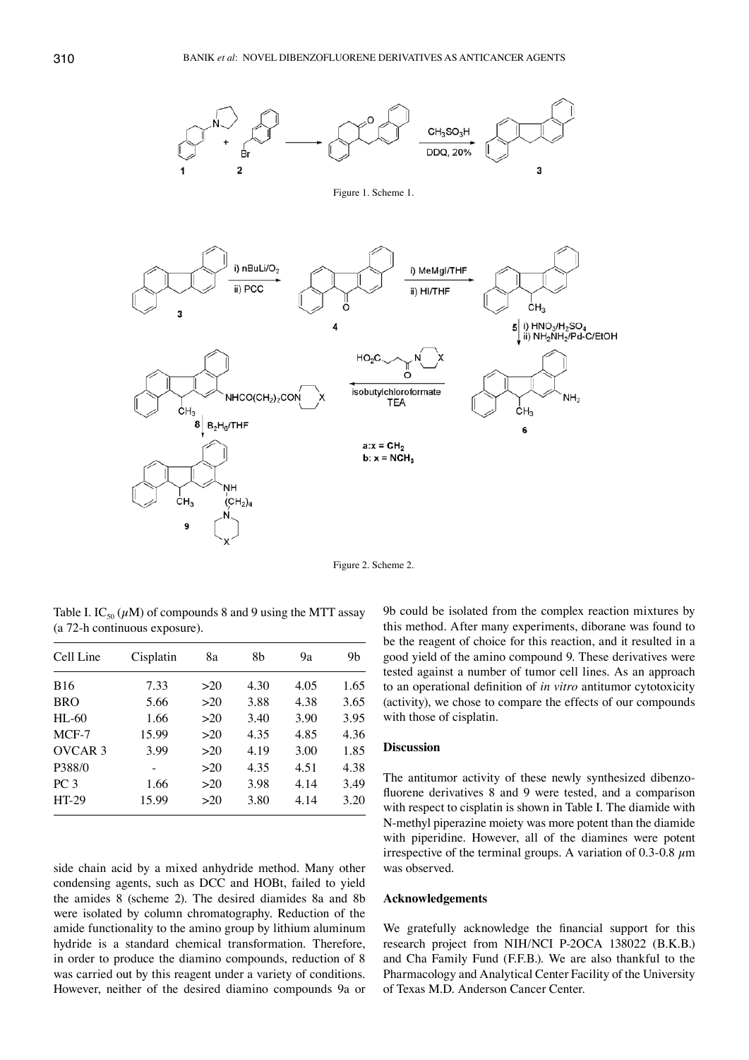Figure 1. Scheme 1.

Figure 2. Scheme 2.

Table I. $IC_{50}$ ($\mu$M) of compounds 8 and 9 using the MTT assay (a 72-h continuous exposure).

| Cell Line | Cisplatin | 8a | 8b | 9a | 9b |
|---|---|---|---|---|---|
| B16 | 7.33 | >20 | 4.30 | 4.05 | 1.65 |
| BRO | 5.66 | >20 | 3.88 | 4.38 | 3.65 |
| HL-60 | 1.66 | >20 | 3.40 | 3.90 | 3.95 |
| MCF-7 | 15.99 | >20 | 4.35 | 4.85 | 4.36 |
| OVCAR 3 | 3.99 | >20 | 4.19 | 3.00 | 1.85 |
| P388/0 | - | >20 | 4.35 | 4.51 | 4.38 |
| PC 3 | 1.66 | >20 | 3.98 | 4.14 | 3.49 |
| HT-29 | 15.99 | >20 | 3.80 | 4.14 | 3.20 |

side chain acid by a mixed anhydride method. Many other condensing agents, such as DCC and HOBt, failed to yield the amides 8 (scheme 2). The desired diamides 8a and 8b were isolated by column chromatography. Reduction of the amide functionality to the amino group by lithium aluminum hydride is a standard chemical transformation. Therefore, in order to produce the diamino compounds, reduction of 8 was carried out by this reagent under a variety of conditions. However, neither of the desired diamino compounds 9a or 9b could be isolated from the complex reaction mixtures by this method. After many experiments, diborane was found to be the reagent of choice for this reaction, and it resulted in a good yield of the amino compound 9. These derivatives were tested against a number of tumor cell lines. As an approach to an operational definition of *in vitro* antitumor cytotoxicity (activity), we chose to compare the effects of our compounds with those of cisplatin.

## Discussion

The antitumor activity of these newly synthesized dibenzofluorene derivatives 8 and 9 were tested, and a comparison with respect to cisplatin is shown in Table I. The diamide with N-methyl piperazine moiety was more potent than the diamide with piperidine. However, all of the diamines were potent irrespective of the terminal groups. A variation of 0.3-0.8 $\mu$m was observed.

## Acknowledgements

We gratefully acknowledge the financial support for this research project from NIH/NCI P-2OCA 138022 (B.K.B.) and Cha Family Fund (F.F.B.). We are also thankful to the Pharmacology and Analytical Center Facility of the University of Texas M.D. Anderson Cancer Center.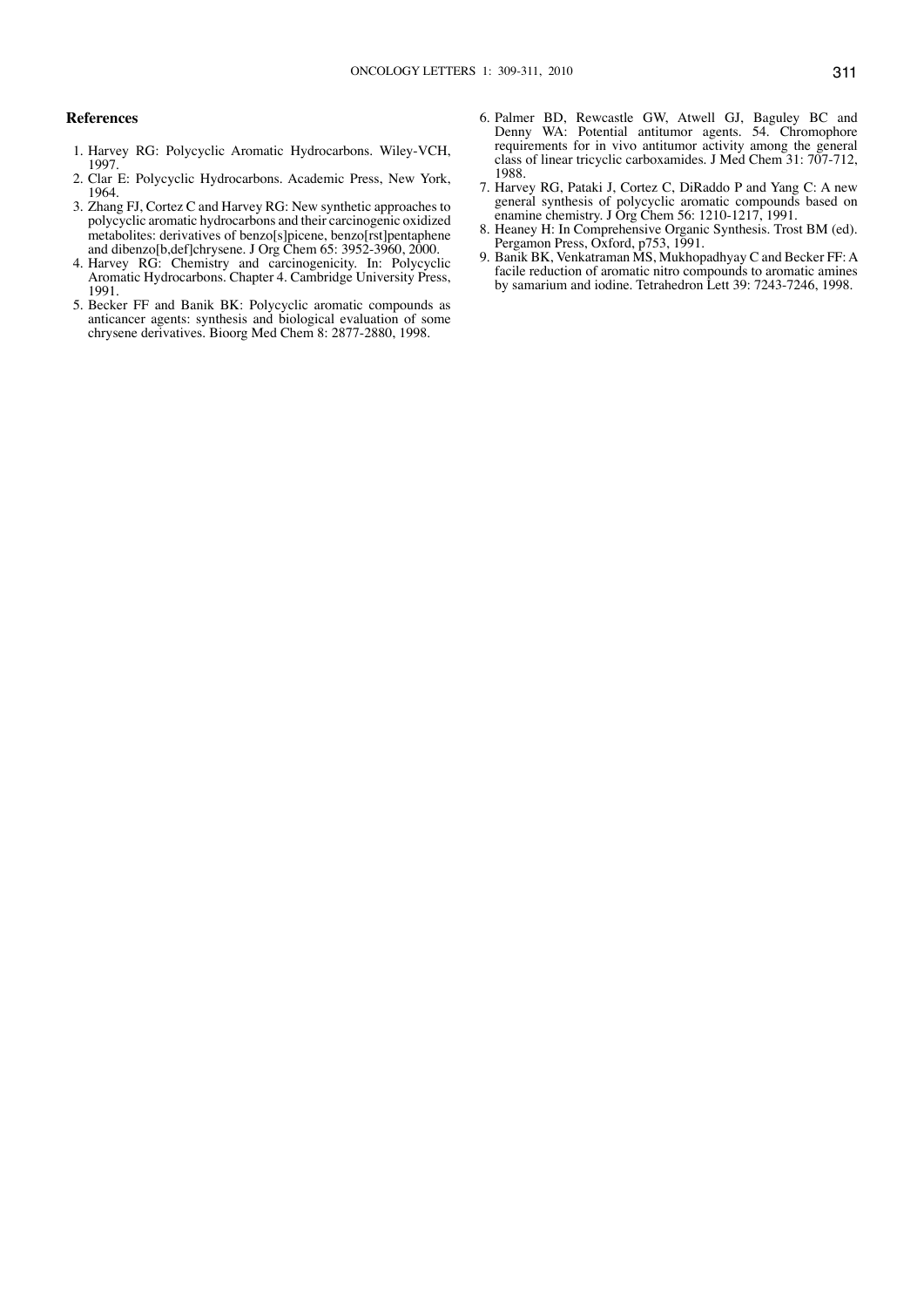## References

1. Harvey RG: Polycyclic Aromatic Hydrocarbons. Wiley-VCH, 1997.
2. Clar E: Polycyclic Hydrocarbons. Academic Press, New York, 1964.
3. Zhang FJ, Cortez C and Harvey RG: New synthetic approaches to polycyclic aromatic hydrocarbons and their carcinogenic oxidized metabolites: derivatives of benzo[s]picene, benzo[rst]pentaphene and dibenzo[b,def]chrysene. J Org Chem 65: 3952-3960, 2000.
4. Harvey RG: Chemistry and carcinogenicity. In: Polycyclic Aromatic Hydrocarbons. Chapter 4. Cambridge University Press, 1991.
5. Becker FF and Banik BK: Polycyclic aromatic compounds as anticancer agents: synthesis and biological evaluation of some chrysene derivatives. Bioorg Med Chem 8: 2877-2880, 1998.
6. Palmer BD, Rewcastle GW, Atwell GJ, Baguley BC and Denny WA: Potential antitumor agents. 54. Chromophore requirements for in vivo antitumor activity among the general class of linear tricyclic carboxamides. J Med Chem 31: 707-712, 1988.
7. Harvey RG, Pataki J, Cortez C, DiRaddo P and Yang C: A new general synthesis of polycyclic aromatic compounds based on enamine chemistry. J Org Chem 56: 1210-1217, 1991.
8. Heaney H: In Comprehensive Organic Synthesis. Trost BM (ed). Pergamon Press, Oxford, p753, 1991.
9. Banik BK, Venkatraman MS, Mukhopadhyay C and Becker FF: A facile reduction of aromatic nitro compounds to aromatic amines by samarium and iodine. Tetrahedron Lett 39: 7243-7246, 1998.